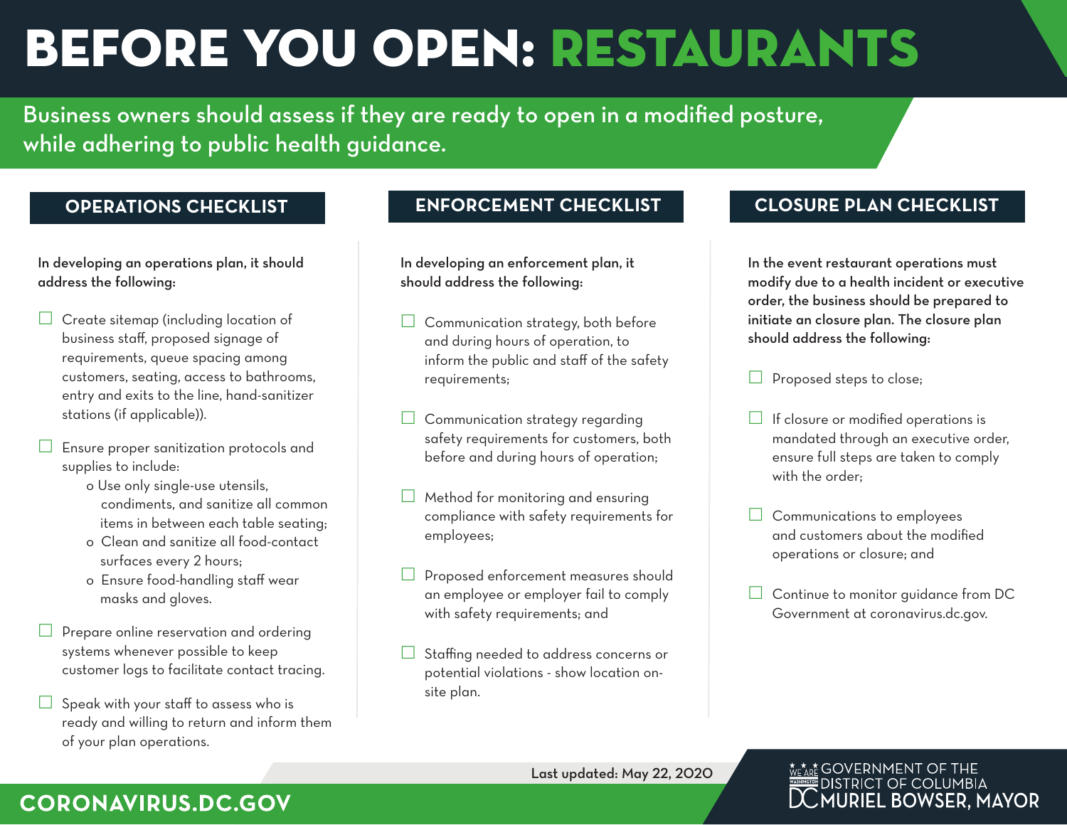# BEFORE YOU OPEN: RESTAURANTS

Business owners should assess if they are ready to open in a modified posture, while adhering to public health guidance.

## OPERATIONS CHECKLIST

**In developing an operations plan, it should address the following:**

- ☐ Create sitemap (including location of business staff, proposed signage of requirements, queue spacing among customers, seating, access to bathrooms, entry and exits to the line, hand-sanitizer stations (if applicable)).
- ☐ Ensure proper sanitization protocols and supplies to include:
  - o Use only single-use utensils, condiments, and sanitize all common items in between each table seating;
  - o Clean and sanitize all food-contact surfaces every 2 hours;
  - o Ensure food-handling staff wear masks and gloves.
- ☐ Prepare online reservation and ordering systems whenever possible to keep customer logs to facilitate contact tracing.
- ☐ Speak with your staff to assess who is ready and willing to return and inform them of your plan operations.

## ENFORCEMENT CHECKLIST

**In developing an enforcement plan, it should address the following:**

- ☐ Communication strategy, both before and during hours of operation, to inform the public and staff of the safety requirements;
- ☐ Communication strategy regarding safety requirements for customers, both before and during hours of operation;
- ☐ Method for monitoring and ensuring compliance with safety requirements for employees;
- ☐ Proposed enforcement measures should an employee or employer fail to comply with safety requirements; and
- ☐ Staffing needed to address concerns or potential violations - show location on-site plan.

## CLOSURE PLAN CHECKLIST

**In the event restaurant operations must modify due to a health incident or executive order, the business should be prepared to initiate an closure plan. The closure plan should address the following:**

- ☐ Proposed steps to close;
- ☐ If closure or modified operations is mandated through an executive order, ensure full steps are taken to comply with the order;
- ☐ Communications to employees and customers about the modified operations or closure; and
- ☐ Continue to monitor guidance from DC Government at coronavirus.dc.gov.

Last updated: May 22, 2020

**CORONAVIRUS.DC.GOV**

GOVERNMENT OF THE DISTRICT OF COLUMBIA
MURIEL BOWSER, MAYOR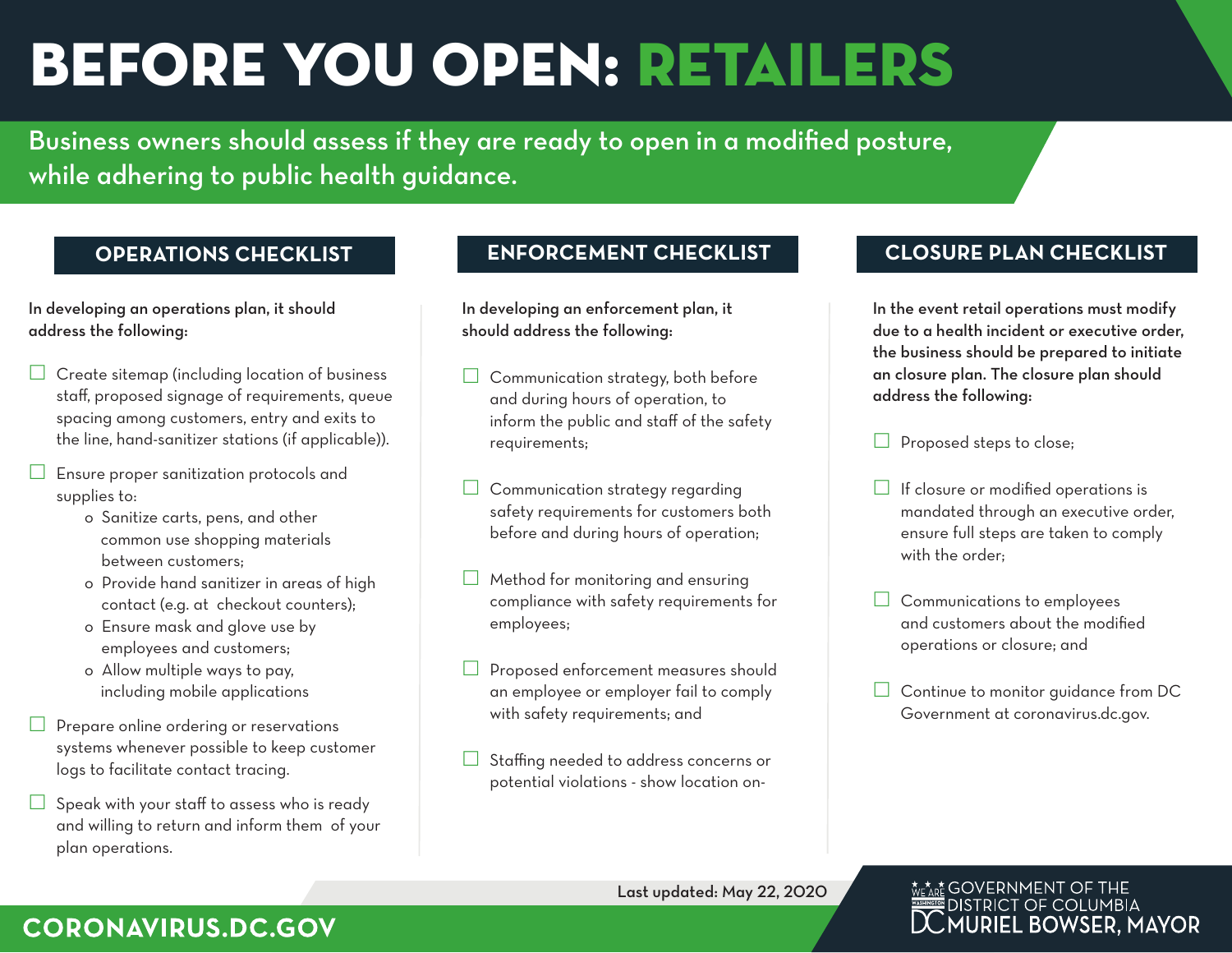# BEFORE YOU OPEN: RETAILERS

**Business owners should assess if they are ready to open in a modified posture, while adhering to public health guidance.**

## OPERATIONS CHECKLIST

**In developing an operations plan, it should address the following:**

- ☐ Create sitemap (including location of business staff, proposed signage of requirements, queue spacing among customers, entry and exits to the line, hand-sanitizer stations (if applicable)).
- ☐ Ensure proper sanitization protocols and supplies to:
  - o Sanitize carts, pens, and other common use shopping materials between customers;
  - o Provide hand sanitizer in areas of high contact (e.g. at checkout counters);
  - o Ensure mask and glove use by employees and customers;
  - o Allow multiple ways to pay, including mobile applications
- ☐ Prepare online ordering or reservations systems whenever possible to keep customer logs to facilitate contact tracing.
- ☐ Speak with your staff to assess who is ready and willing to return and inform them of your plan operations.

## ENFORCEMENT CHECKLIST

**In developing an enforcement plan, it should address the following:**

- ☐ Communication strategy, both before and during hours of operation, to inform the public and staff of the safety requirements;
- ☐ Communication strategy regarding safety requirements for customers both before and during hours of operation;
- ☐ Method for monitoring and ensuring compliance with safety requirements for employees;
- ☐ Proposed enforcement measures should an employee or employer fail to comply with safety requirements; and
- ☐ Staffing needed to address concerns or potential violations - show location on-

## CLOSURE PLAN CHECKLIST

**In the event retail operations must modify due to a health incident or executive order, the business should be prepared to initiate an closure plan. The closure plan should address the following:**

- ☐ Proposed steps to close;
- ☐ If closure or modified operations is mandated through an executive order, ensure full steps are taken to comply with the order;
- ☐ Communications to employees and customers about the modified operations or closure; and
- ☐ Continue to monitor guidance from DC Government at coronavirus.dc.gov.

**Last updated: May 22, 2020**

**CORONAVIRUS.DC.GOV**

GOVERNMENT OF THE DISTRICT OF COLUMBIA
MURIEL BOWSER, MAYOR